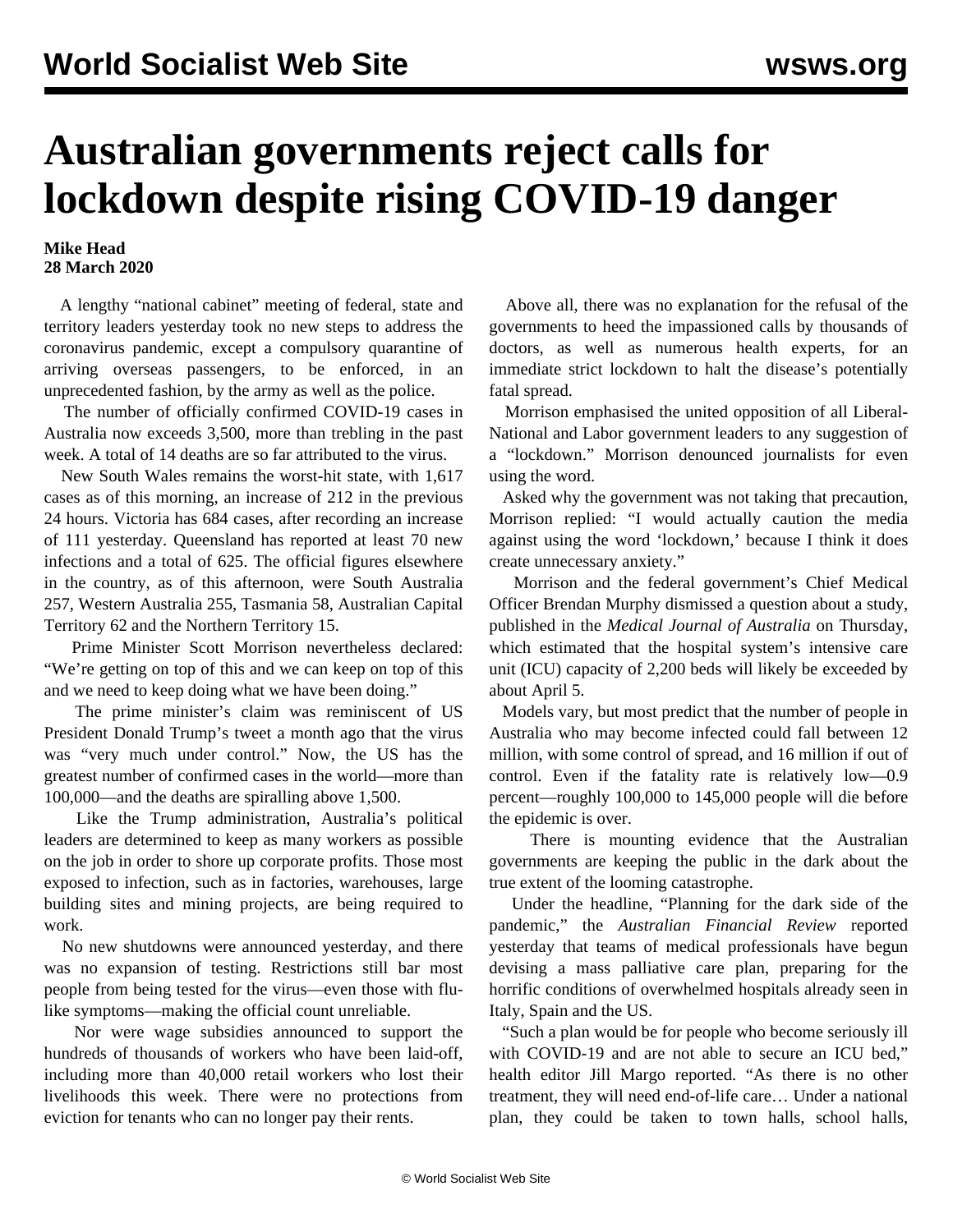# Australian governments reject calls for lockdown despite rising COVID-19 danger

**Mike Head**
**28 March 2020**

A lengthy "national cabinet" meeting of federal, state and territory leaders yesterday took no new steps to address the coronavirus pandemic, except a compulsory quarantine of arriving overseas passengers, to be enforced, in an unprecedented fashion, by the army as well as the police.

The number of officially confirmed COVID-19 cases in Australia now exceeds 3,500, more than trebling in the past week. A total of 14 deaths are so far attributed to the virus.

New South Wales remains the worst-hit state, with 1,617 cases as of this morning, an increase of 212 in the previous 24 hours. Victoria has 684 cases, after recording an increase of 111 yesterday. Queensland has reported at least 70 new infections and a total of 625. The official figures elsewhere in the country, as of this afternoon, were South Australia 257, Western Australia 255, Tasmania 58, Australian Capital Territory 62 and the Northern Territory 15.

Prime Minister Scott Morrison nevertheless declared: "We're getting on top of this and we can keep on top of this and we need to keep doing what we have been doing."

The prime minister's claim was reminiscent of US President Donald Trump's tweet a month ago that the virus was "very much under control." Now, the US has the greatest number of confirmed cases in the world—more than 100,000—and the deaths are spiralling above 1,500.

Like the Trump administration, Australia's political leaders are determined to keep as many workers as possible on the job in order to shore up corporate profits. Those most exposed to infection, such as in factories, warehouses, large building sites and mining projects, are being required to work.

No new shutdowns were announced yesterday, and there was no expansion of testing. Restrictions still bar most people from being tested for the virus—even those with flu-like symptoms—making the official count unreliable.

Nor were wage subsidies announced to support the hundreds of thousands of workers who have been laid-off, including more than 40,000 retail workers who lost their livelihoods this week. There were no protections from eviction for tenants who can no longer pay their rents.

Above all, there was no explanation for the refusal of the governments to heed the impassioned calls by thousands of doctors, as well as numerous health experts, for an immediate strict lockdown to halt the disease's potentially fatal spread.

Morrison emphasised the united opposition of all Liberal-National and Labor government leaders to any suggestion of a "lockdown." Morrison denounced journalists for even using the word.

Asked why the government was not taking that precaution, Morrison replied: "I would actually caution the media against using the word 'lockdown,' because I think it does create unnecessary anxiety."

Morrison and the federal government's Chief Medical Officer Brendan Murphy dismissed a question about a study, published in the *Medical Journal of Australia* on Thursday, which estimated that the hospital system's intensive care unit (ICU) capacity of 2,200 beds will likely be exceeded by about April 5.

Models vary, but most predict that the number of people in Australia who may become infected could fall between 12 million, with some control of spread, and 16 million if out of control. Even if the fatality rate is relatively low—0.9 percent—roughly 100,000 to 145,000 people will die before the epidemic is over.

There is mounting evidence that the Australian governments are keeping the public in the dark about the true extent of the looming catastrophe.

Under the headline, "Planning for the dark side of the pandemic," the *Australian Financial Review* reported yesterday that teams of medical professionals have begun devising a mass palliative care plan, preparing for the horrific conditions of overwhelmed hospitals already seen in Italy, Spain and the US.

"Such a plan would be for people who become seriously ill with COVID-19 and are not able to secure an ICU bed," health editor Jill Margo reported. "As there is no other treatment, they will need end-of-life care… Under a national plan, they could be taken to town halls, school halls,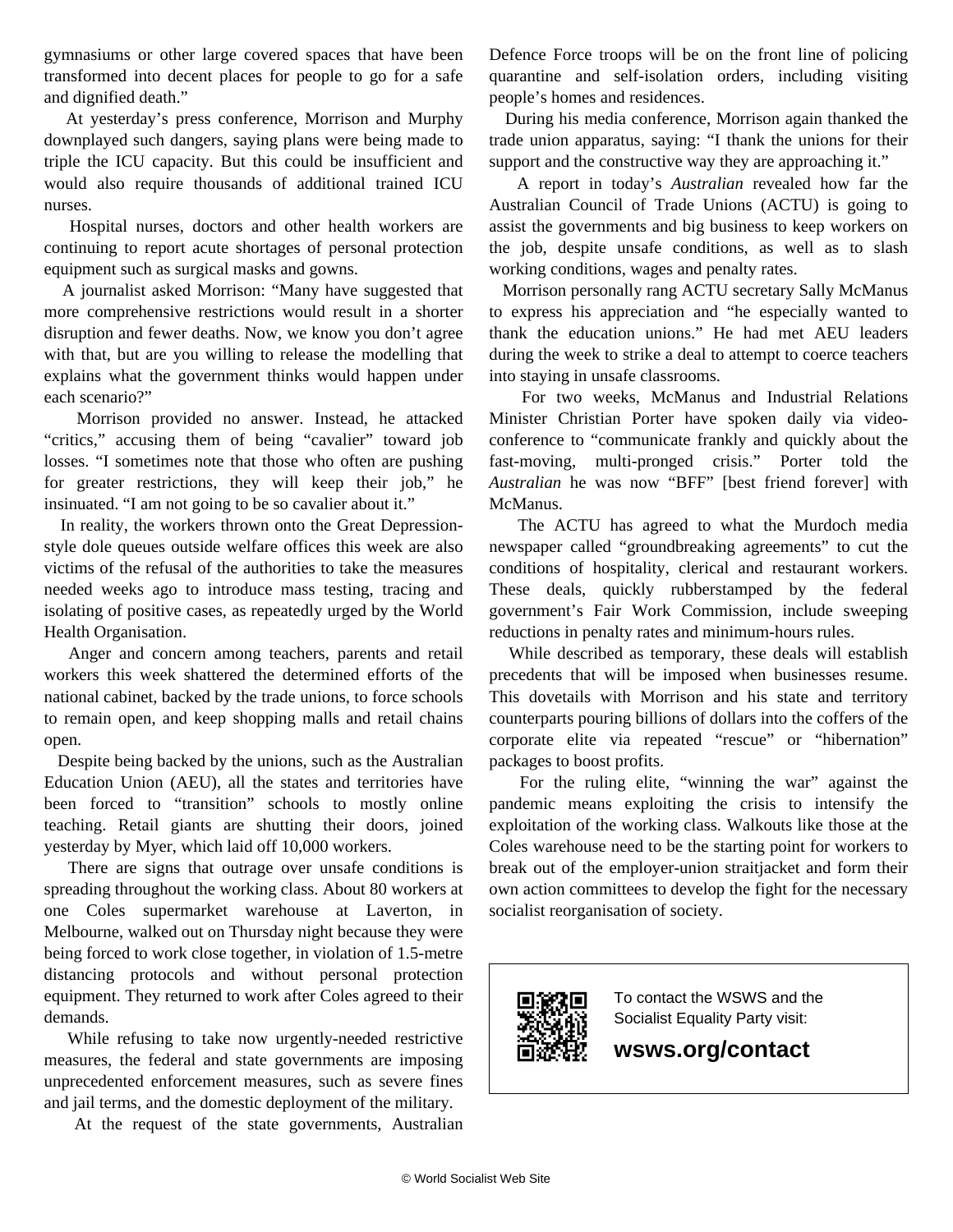gymnasiums or other large covered spaces that have been transformed into decent places for people to go for a safe and dignified death."

At yesterday's press conference, Morrison and Murphy downplayed such dangers, saying plans were being made to triple the ICU capacity. But this could be insufficient and would also require thousands of additional trained ICU nurses.

Hospital nurses, doctors and other health workers are continuing to report acute shortages of personal protection equipment such as surgical masks and gowns.

A journalist asked Morrison: "Many have suggested that more comprehensive restrictions would result in a shorter disruption and fewer deaths. Now, we know you don't agree with that, but are you willing to release the modelling that explains what the government thinks would happen under each scenario?"

Morrison provided no answer. Instead, he attacked "critics," accusing them of being "cavalier" toward job losses. "I sometimes note that those who often are pushing for greater restrictions, they will keep their job," he insinuated. "I am not going to be so cavalier about it."

In reality, the workers thrown onto the Great Depression-style dole queues outside welfare offices this week are also victims of the refusal of the authorities to take the measures needed weeks ago to introduce mass testing, tracing and isolating of positive cases, as repeatedly urged by the World Health Organisation.

Anger and concern among teachers, parents and retail workers this week shattered the determined efforts of the national cabinet, backed by the trade unions, to force schools to remain open, and keep shopping malls and retail chains open.

Despite being backed by the unions, such as the Australian Education Union (AEU), all the states and territories have been forced to "transition" schools to mostly online teaching. Retail giants are shutting their doors, joined yesterday by Myer, which laid off 10,000 workers.

There are signs that outrage over unsafe conditions is spreading throughout the working class. About 80 workers at one Coles supermarket warehouse at Laverton, in Melbourne, walked out on Thursday night because they were being forced to work close together, in violation of 1.5-metre distancing protocols and without personal protection equipment. They returned to work after Coles agreed to their demands.

While refusing to take now urgently-needed restrictive measures, the federal and state governments are imposing unprecedented enforcement measures, such as severe fines and jail terms, and the domestic deployment of the military.

At the request of the state governments, Australian Defence Force troops will be on the front line of policing quarantine and self-isolation orders, including visiting people's homes and residences.

During his media conference, Morrison again thanked the trade union apparatus, saying: "I thank the unions for their support and the constructive way they are approaching it."

A report in today's *Australian* revealed how far the Australian Council of Trade Unions (ACTU) is going to assist the governments and big business to keep workers on the job, despite unsafe conditions, as well as to slash working conditions, wages and penalty rates.

Morrison personally rang ACTU secretary Sally McManus to express his appreciation and "he especially wanted to thank the education unions." He had met AEU leaders during the week to strike a deal to attempt to coerce teachers into staying in unsafe classrooms.

For two weeks, McManus and Industrial Relations Minister Christian Porter have spoken daily via video-conference to "communicate frankly and quickly about the fast-moving, multi-pronged crisis." Porter told the *Australian* he was now "BFF" [best friend forever] with McManus.

The ACTU has agreed to what the Murdoch media newspaper called "groundbreaking agreements" to cut the conditions of hospitality, clerical and restaurant workers. These deals, quickly rubberstamped by the federal government's Fair Work Commission, include sweeping reductions in penalty rates and minimum-hours rules.

While described as temporary, these deals will establish precedents that will be imposed when businesses resume. This dovetails with Morrison and his state and territory counterparts pouring billions of dollars into the coffers of the corporate elite via repeated "rescue" or "hibernation" packages to boost profits.

For the ruling elite, "winning the war" against the pandemic means exploiting the crisis to intensify the exploitation of the working class. Walkouts like those at the Coles warehouse need to be the starting point for workers to break out of the employer-union straitjacket and form their own action committees to develop the fight for the necessary socialist reorganisation of society.

To contact the WSWS and the Socialist Equality Party visit:

**wsws.org/contact**